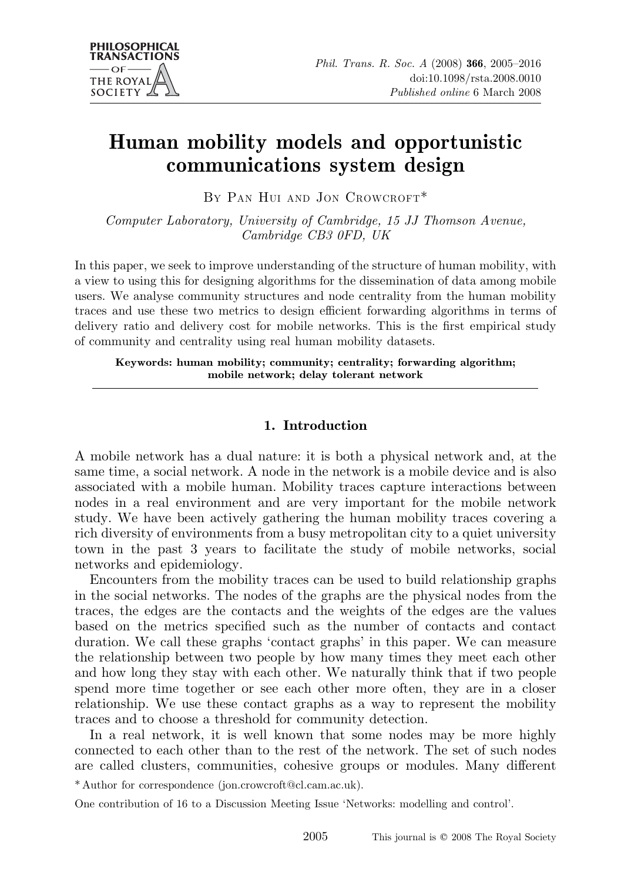# Human mobility models and opportunistic communications system design

By Pan Hui and Jon Crowcroft*

*Computer Laboratory, University of Cambridge, 15 JJ Thomson Avenue, Cambridge CB3 0FD, UK*

In this paper, we seek to improve understanding of the structure of human mobility, with a view to using this for designing algorithms for the dissemination of data among mobile users. We analyse community structures and node centrality from the human mobility traces and use these two metrics to design efficient forwarding algorithms in terms of delivery ratio and delivery cost for mobile networks. This is the first empirical study of community and centrality using real human mobility datasets.

**Keywords: human mobility; community; centrality; forwarding algorithm; mobile network; delay tolerant network**

## 1. Introduction

A mobile network has a dual nature: it is both a physical network and, at the same time, a social network. A node in the network is a mobile device and is also associated with a mobile human. Mobility traces capture interactions between nodes in a real environment and are very important for the mobile network study. We have been actively gathering the human mobility traces covering a rich diversity of environments from a busy metropolitan city to a quiet university town in the past 3 years to facilitate the study of mobile networks, social networks and epidemiology.

Encounters from the mobility traces can be used to build relationship graphs in the social networks. The nodes of the graphs are the physical nodes from the traces, the edges are the contacts and the weights of the edges are the values based on the metrics specified such as the number of contacts and contact duration. We call these graphs 'contact graphs' in this paper. We can measure the relationship between two people by how many times they meet each other and how long they stay with each other. We naturally think that if two people spend more time together or see each other more often, they are in a closer relationship. We use these contact graphs as a way to represent the mobility traces and to choose a threshold for community detection.

In a real network, it is well known that some nodes may be more highly connected to each other than to the rest of the network. The set of such nodes are called clusters, communities, cohesive groups or modules. Many different

\* Author for correspondence (jon.crowcroft@cl.cam.ac.uk).

One contribution of 16 to a Discussion Meeting Issue 'Networks: modelling and control'.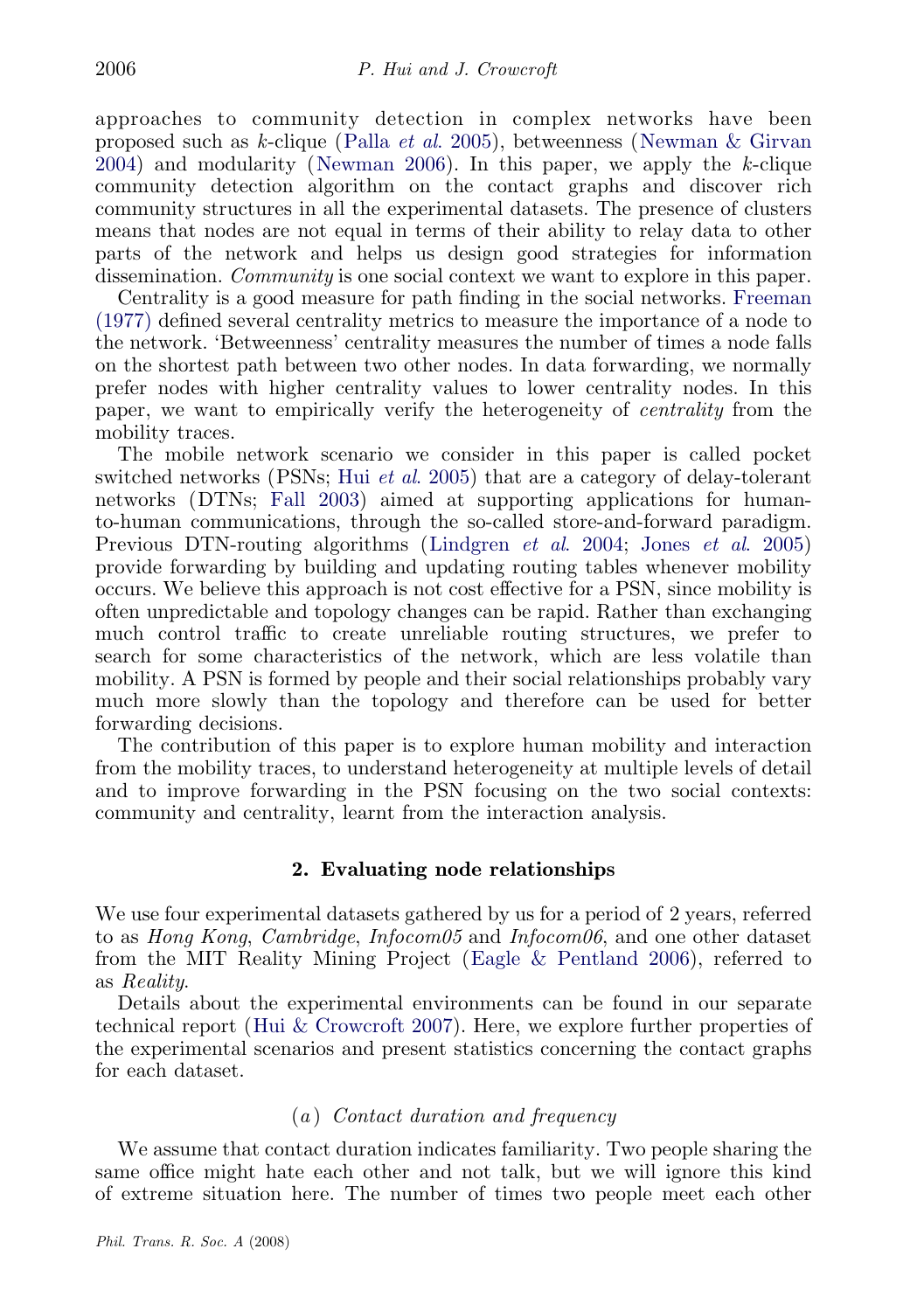approaches to community detection in complex networks have been proposed such as $k$-clique (Palla *et al.* 2005), betweenness (Newman & Girvan 2004) and modularity (Newman 2006). In this paper, we apply the $k$-clique community detection algorithm on the contact graphs and discover rich community structures in all the experimental datasets. The presence of clusters means that nodes are not equal in terms of their ability to relay data to other parts of the network and helps us design good strategies for information dissemination. *Community* is one social context we want to explore in this paper.

Centrality is a good measure for path finding in the social networks. Freeman (1977) defined several centrality metrics to measure the importance of a node to the network. 'Betweenness' centrality measures the number of times a node falls on the shortest path between two other nodes. In data forwarding, we normally prefer nodes with higher centrality values to lower centrality nodes. In this paper, we want to empirically verify the heterogeneity of *centrality* from the mobility traces.

The mobile network scenario we consider in this paper is called pocket switched networks (PSNs; Hui *et al.* 2005) that are a category of delay-tolerant networks (DTNs; Fall 2003) aimed at supporting applications for human-to-human communications, through the so-called store-and-forward paradigm. Previous DTN-routing algorithms (Lindgren *et al.* 2004; Jones *et al.* 2005) provide forwarding by building and updating routing tables whenever mobility occurs. We believe this approach is not cost effective for a PSN, since mobility is often unpredictable and topology changes can be rapid. Rather than exchanging much control traffic to create unreliable routing structures, we prefer to search for some characteristics of the network, which are less volatile than mobility. A PSN is formed by people and their social relationships probably vary much more slowly than the topology and therefore can be used for better forwarding decisions.

The contribution of this paper is to explore human mobility and interaction from the mobility traces, to understand heterogeneity at multiple levels of detail and to improve forwarding in the PSN focusing on the two social contexts: community and centrality, learnt from the interaction analysis.

## 2. Evaluating node relationships

We use four experimental datasets gathered by us for a period of 2 years, referred to as *Hong Kong*, *Cambridge*, *Infocom05* and *Infocom06*, and one other dataset from the MIT Reality Mining Project (Eagle & Pentland 2006), referred to as *Reality*.

Details about the experimental environments can be found in our separate technical report (Hui & Crowcroft 2007). Here, we explore further properties of the experimental scenarios and present statistics concerning the contact graphs for each dataset.

### (*a*) *Contact duration and frequency*

We assume that contact duration indicates familiarity. Two people sharing the same office might hate each other and not talk, but we will ignore this kind of extreme situation here. The number of times two people meet each other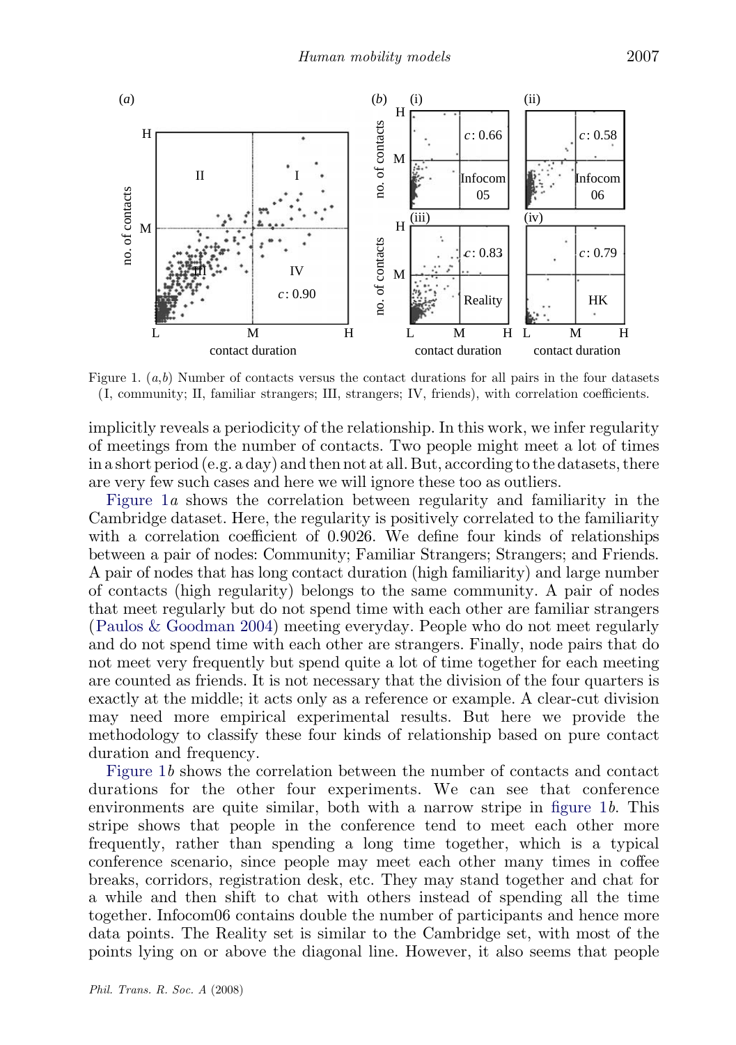Figure 1. (*a*,*b*) Number of contacts versus the contact durations for all pairs in the four datasets (I, community; II, familiar strangers; III, strangers; IV, friends), with correlation coefficients.

implicitly reveals a periodicity of the relationship. In this work, we infer regularity of meetings from the number of contacts. Two people might meet a lot of times in a short period (e.g. a day) and then not at all. But, according to the datasets, there are very few such cases and here we will ignore these too as outliers.

Figure 1*a* shows the correlation between regularity and familiarity in the Cambridge dataset. Here, the regularity is positively correlated to the familiarity with a correlation coefficient of 0.9026. We define four kinds of relationships between a pair of nodes: Community; Familiar Strangers; Strangers; and Friends. A pair of nodes that has long contact duration (high familiarity) and large number of contacts (high regularity) belongs to the same community. A pair of nodes that meet regularly but do not spend time with each other are familiar strangers (Paulos & Goodman 2004) meeting everyday. People who do not meet regularly and do not spend time with each other are strangers. Finally, node pairs that do not meet very frequently but spend quite a lot of time together for each meeting are counted as friends. It is not necessary that the division of the four quarters is exactly at the middle; it acts only as a reference or example. A clear-cut division may need more empirical experimental results. But here we provide the methodology to classify these four kinds of relationship based on pure contact duration and frequency.

Figure 1*b* shows the correlation between the number of contacts and contact durations for the other four experiments. We can see that conference environments are quite similar, both with a narrow stripe in figure 1*b*. This stripe shows that people in the conference tend to meet each other more frequently, rather than spending a long time together, which is a typical conference scenario, since people may meet each other many times in coffee breaks, corridors, registration desk, etc. They may stand together and chat for a while and then shift to chat with others instead of spending all the time together. Infocom06 contains double the number of participants and hence more data points. The Reality set is similar to the Cambridge set, with most of the points lying on or above the diagonal line. However, it also seems that people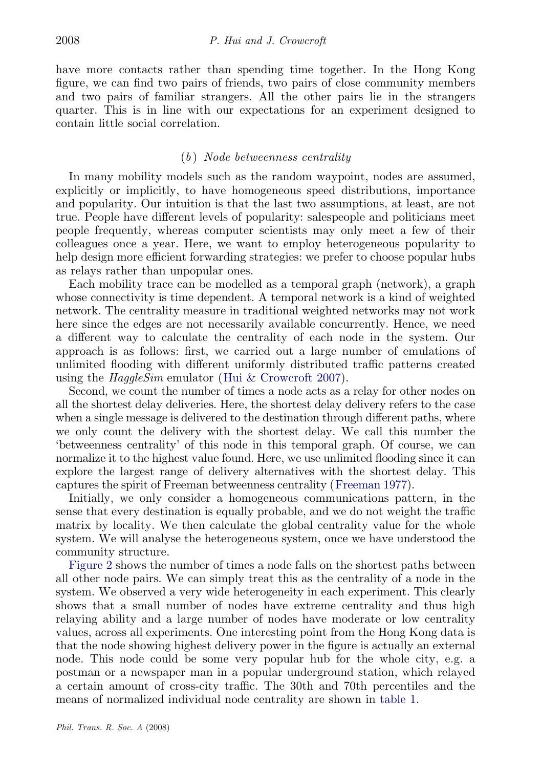have more contacts rather than spending time together. In the Hong Kong figure, we can find two pairs of friends, two pairs of close community members and two pairs of familiar strangers. All the other pairs lie in the strangers quarter. This is in line with our expectations for an experiment designed to contain little social correlation.

### (*b*) *Node betweenness centrality*

In many mobility models such as the random waypoint, nodes are assumed, explicitly or implicitly, to have homogeneous speed distributions, importance and popularity. Our intuition is that the last two assumptions, at least, are not true. People have different levels of popularity: salespeople and politicians meet people frequently, whereas computer scientists may only meet a few of their colleagues once a year. Here, we want to employ heterogeneous popularity to help design more efficient forwarding strategies: we prefer to choose popular hubs as relays rather than unpopular ones.

Each mobility trace can be modelled as a temporal graph (network), a graph whose connectivity is time dependent. A temporal network is a kind of weighted network. The centrality measure in traditional weighted networks may not work here since the edges are not necessarily available concurrently. Hence, we need a different way to calculate the centrality of each node in the system. Our approach is as follows: first, we carried out a large number of emulations of unlimited flooding with different uniformly distributed traffic patterns created using the *HaggleSim* emulator (Hui & Crowcroft 2007).

Second, we count the number of times a node acts as a relay for other nodes on all the shortest delay deliveries. Here, the shortest delay delivery refers to the case when a single message is delivered to the destination through different paths, where we only count the delivery with the shortest delay. We call this number the 'betweenness centrality' of this node in this temporal graph. Of course, we can normalize it to the highest value found. Here, we use unlimited flooding since it can explore the largest range of delivery alternatives with the shortest delay. This captures the spirit of Freeman betweenness centrality (Freeman 1977).

Initially, we only consider a homogeneous communications pattern, in the sense that every destination is equally probable, and we do not weight the traffic matrix by locality. We then calculate the global centrality value for the whole system. We will analyse the heterogeneous system, once we have understood the community structure.

Figure 2 shows the number of times a node falls on the shortest paths between all other node pairs. We can simply treat this as the centrality of a node in the system. We observed a very wide heterogeneity in each experiment. This clearly shows that a small number of nodes have extreme centrality and thus high relaying ability and a large number of nodes have moderate or low centrality values, across all experiments. One interesting point from the Hong Kong data is that the node showing highest delivery power in the figure is actually an external node. This node could be some very popular hub for the whole city, e.g. a postman or a newspaper man in a popular underground station, which relayed a certain amount of cross-city traffic. The 30th and 70th percentiles and the means of normalized individual node centrality are shown in table 1.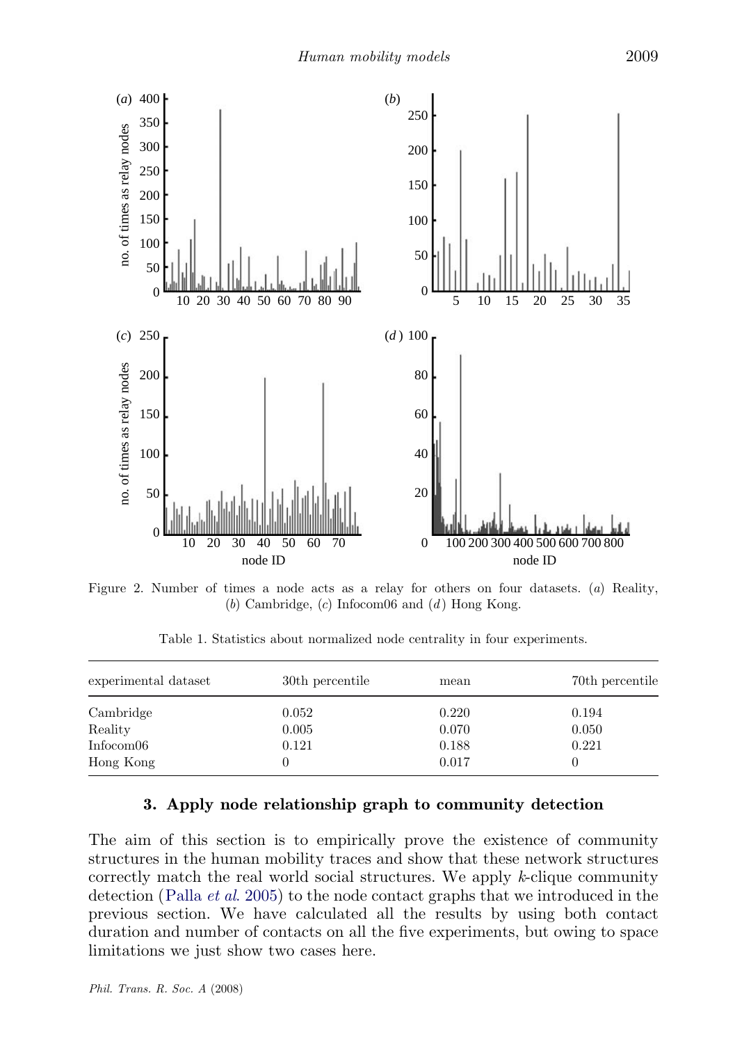Figure 2. Number of times a node acts as a relay for others on four datasets. (*a*) Reality, (*b*) Cambridge, (*c*) Infocom06 and (*d*) Hong Kong.

Table 1. Statistics about normalized node centrality in four experiments.

| experimental dataset | 30th percentile | mean | 70th percentile |
|---|---|---|---|
| Cambridge | 0.052 | 0.220 | 0.194 |
| Reality | 0.005 | 0.070 | 0.050 |
| Infocom06 | 0.121 | 0.188 | 0.221 |
| Hong Kong | 0 | 0.017 | 0 |

## 3. Apply node relationship graph to community detection

The aim of this section is to empirically prove the existence of community structures in the human mobility traces and show that these network structures correctly match the real world social structures. We apply *k*-clique community detection (Palla *et al.* 2005) to the node contact graphs that we introduced in the previous section. We have calculated all the results by using both contact duration and number of contacts on all the five experiments, but owing to space limitations we just show two cases here.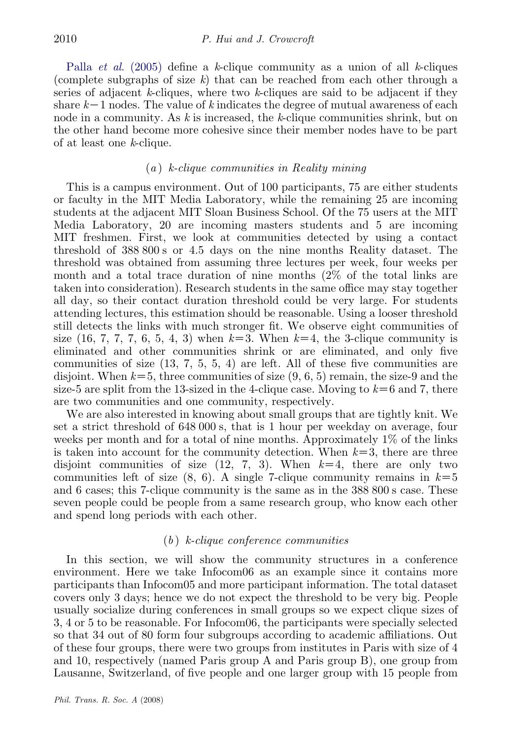Palla *et al.* (2005) define a $k$-clique community as a union of all $k$-cliques (complete subgraphs of size $k$) that can be reached from each other through a series of adjacent $k$-cliques, where two $k$-cliques are said to be adjacent if they share $k-1$ nodes. The value of $k$ indicates the degree of mutual awareness of each node in a community. As $k$ is increased, the $k$-clique communities shrink, but on the other hand become more cohesive since their member nodes have to be part of at least one $k$-clique.

### (*a*) *k-clique communities in Reality mining*

This is a campus environment. Out of 100 participants, 75 are either students or faculty in the MIT Media Laboratory, while the remaining 25 are incoming students at the adjacent MIT Sloan Business School. Of the 75 users at the MIT Media Laboratory, 20 are incoming masters students and 5 are incoming MIT freshmen. First, we look at communities detected by using a contact threshold of 388 800 s or 4.5 days on the nine months Reality dataset. The threshold was obtained from assuming three lectures per week, four weeks per month and a total trace duration of nine months (2% of the total links are taken into consideration). Research students in the same office may stay together all day, so their contact duration threshold could be very large. For students attending lectures, this estimation should be reasonable. Using a looser threshold still detects the links with much stronger fit. We observe eight communities of size (16, 7, 7, 7, 6, 5, 4, 3) when $k=3$. When $k=4$, the 3-clique community is eliminated and other communities shrink or are eliminated, and only five communities of size (13, 7, 5, 5, 4) are left. All of these five communities are disjoint. When $k=5$, three communities of size (9, 6, 5) remain, the size-9 and the size-5 are split from the 13-sized in the 4-clique case. Moving to $k=6$ and 7, there are two communities and one community, respectively.

We are also interested in knowing about small groups that are tightly knit. We set a strict threshold of 648 000 s, that is 1 hour per weekday on average, four weeks per month and for a total of nine months. Approximately 1% of the links is taken into account for the community detection. When $k=3$, there are three disjoint communities of size (12, 7, 3). When $k=4$, there are only two communities left of size (8, 6). A single 7-clique community remains in $k=5$ and 6 cases; this 7-clique community is the same as in the 388 800 s case. These seven people could be people from a same research group, who know each other and spend long periods with each other.

### (*b*) *k-clique conference communities*

In this section, we will show the community structures in a conference environment. Here we take Infocom06 as an example since it contains more participants than Infocom05 and more participant information. The total dataset covers only 3 days; hence we do not expect the threshold to be very big. People usually socialize during conferences in small groups so we expect clique sizes of 3, 4 or 5 to be reasonable. For Infocom06, the participants were specially selected so that 34 out of 80 form four subgroups according to academic affiliations. Out of these four groups, there were two groups from institutes in Paris with size of 4 and 10, respectively (named Paris group A and Paris group B), one group from Lausanne, Switzerland, of five people and one larger group with 15 people from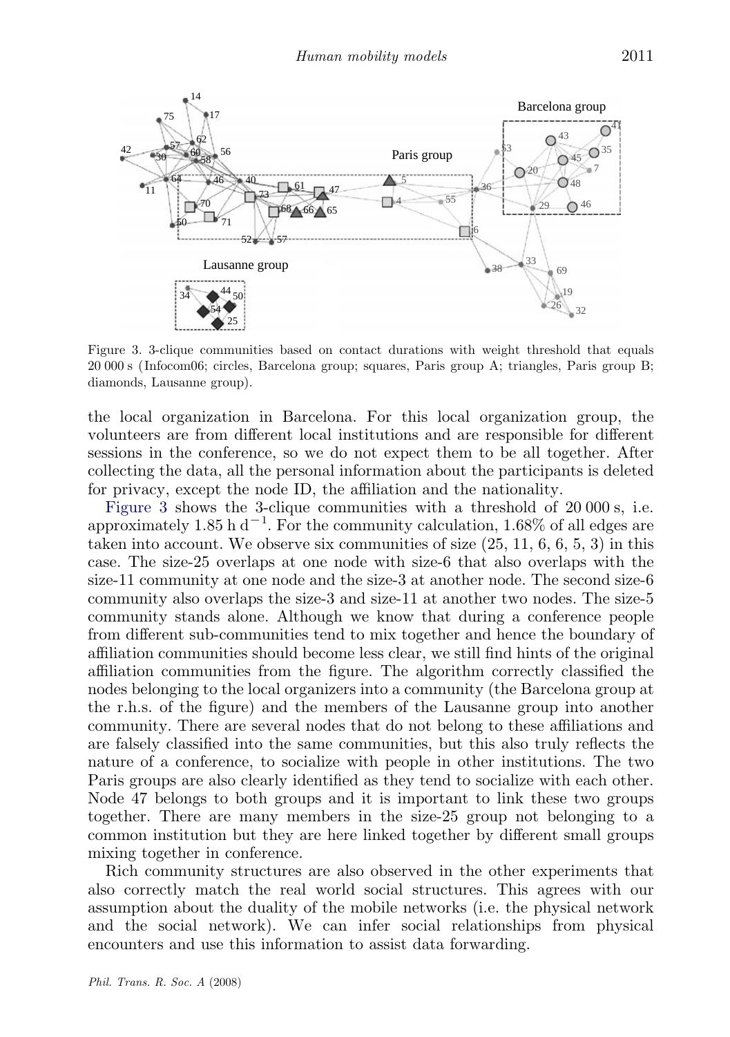Figure 3. 3-clique communities based on contact durations with weight threshold that equals 20 000 s (Infocom06; circles, Barcelona group; squares, Paris group A; triangles, Paris group B; diamonds, Lausanne group).

the local organization in Barcelona. For this local organization group, the volunteers are from different local institutions and are responsible for different sessions in the conference, so we do not expect them to be all together. After collecting the data, all the personal information about the participants is deleted for privacy, except the node ID, the affiliation and the nationality.

Figure 3 shows the 3-clique communities with a threshold of 20 000 s, i.e. approximately $1.85\ \mathrm{h\ d^{-1}}$. For the community calculation, 1.68% of all edges are taken into account. We observe six communities of size (25, 11, 6, 6, 5, 3) in this case. The size-25 overlaps at one node with size-6 that also overlaps with the size-11 community at one node and the size-3 at another node. The second size-6 community also overlaps the size-3 and size-11 at another two nodes. The size-5 community stands alone. Although we know that during a conference people from different sub-communities tend to mix together and hence the boundary of affiliation communities should become less clear, we still find hints of the original affiliation communities from the figure. The algorithm correctly classified the nodes belonging to the local organizers into a community (the Barcelona group at the r.h.s. of the figure) and the members of the Lausanne group into another community. There are several nodes that do not belong to these affiliations and are falsely classified into the same communities, but this also truly reflects the nature of a conference, to socialize with people in other institutions. The two Paris groups are also clearly identified as they tend to socialize with each other. Node 47 belongs to both groups and it is important to link these two groups together. There are many members in the size-25 group not belonging to a common institution but they are here linked together by different small groups mixing together in conference.

Rich community structures are also observed in the other experiments that also correctly match the real world social structures. This agrees with our assumption about the duality of the mobile networks (i.e. the physical network and the social network). We can infer social relationships from physical encounters and use this information to assist data forwarding.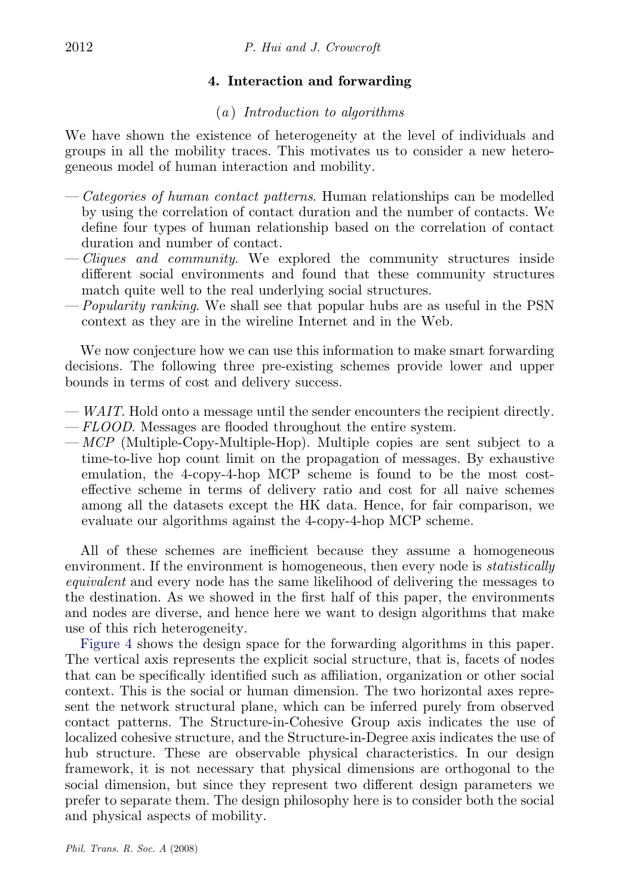## 4. Interaction and forwarding

### (*a*) *Introduction to algorithms*

We have shown the existence of heterogeneity at the level of individuals and groups in all the mobility traces. This motivates us to consider a new heterogeneous model of human interaction and mobility.

- *Categories of human contact patterns*. Human relationships can be modelled by using the correlation of contact duration and the number of contacts. We define four types of human relationship based on the correlation of contact duration and number of contact.
- *Cliques and community*. We explored the community structures inside different social environments and found that these community structures match quite well to the real underlying social structures.
- *Popularity ranking*. We shall see that popular hubs are as useful in the PSN context as they are in the wireline Internet and in the Web.

We now conjecture how we can use this information to make smart forwarding decisions. The following three pre-existing schemes provide lower and upper bounds in terms of cost and delivery success.

- *WAIT*. Hold onto a message until the sender encounters the recipient directly.
- *FLOOD*. Messages are flooded throughout the entire system.
- *MCP* (Multiple-Copy-Multiple-Hop). Multiple copies are sent subject to a time-to-live hop count limit on the propagation of messages. By exhaustive emulation, the 4-copy-4-hop MCP scheme is found to be the most cost-effective scheme in terms of delivery ratio and cost for all naive schemes among all the datasets except the HK data. Hence, for fair comparison, we evaluate our algorithms against the 4-copy-4-hop MCP scheme.

All of these schemes are inefficient because they assume a homogeneous environment. If the environment is homogeneous, then every node is *statistically equivalent* and every node has the same likelihood of delivering the messages to the destination. As we showed in the first half of this paper, the environments and nodes are diverse, and hence here we want to design algorithms that make use of this rich heterogeneity.

Figure 4 shows the design space for the forwarding algorithms in this paper. The vertical axis represents the explicit social structure, that is, facets of nodes that can be specifically identified such as affiliation, organization or other social context. This is the social or human dimension. The two horizontal axes represent the network structural plane, which can be inferred purely from observed contact patterns. The Structure-in-Cohesive Group axis indicates the use of localized cohesive structure, and the Structure-in-Degree axis indicates the use of hub structure. These are observable physical characteristics. In our design framework, it is not necessary that physical dimensions are orthogonal to the social dimension, but since they represent two different design parameters we prefer to separate them. The design philosophy here is to consider both the social and physical aspects of mobility.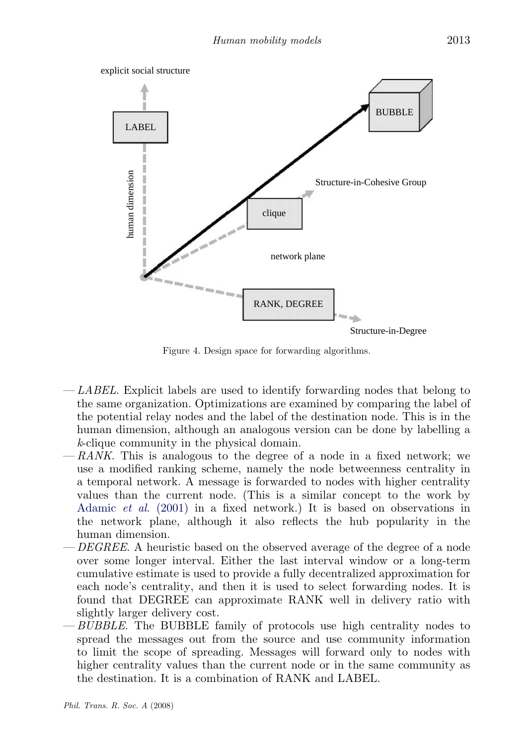Figure 4. Design space for forwarding algorithms.

— *LABEL*. Explicit labels are used to identify forwarding nodes that belong to the same organization. Optimizations are examined by comparing the label of the potential relay nodes and the label of the destination node. This is in the human dimension, although an analogous version can be done by labelling a $k$-clique community in the physical domain.
— *RANK*. This is analogous to the degree of a node in a fixed network; we use a modified ranking scheme, namely the node betweenness centrality in a temporal network. A message is forwarded to nodes with higher centrality values than the current node. (This is a similar concept to the work by Adamic *et al.* (2001) in a fixed network.) It is based on observations in the network plane, although it also reflects the hub popularity in the human dimension.
— *DEGREE*. A heuristic based on the observed average of the degree of a node over some longer interval. Either the last interval window or a long-term cumulative estimate is used to provide a fully decentralized approximation for each node's centrality, and then it is used to select forwarding nodes. It is found that DEGREE can approximate RANK well in delivery ratio with slightly larger delivery cost.
— *BUBBLE*. The BUBBLE family of protocols use high centrality nodes to spread the messages out from the source and use community information to limit the scope of spreading. Messages will forward only to nodes with higher centrality values than the current node or in the same community as the destination. It is a combination of RANK and LABEL.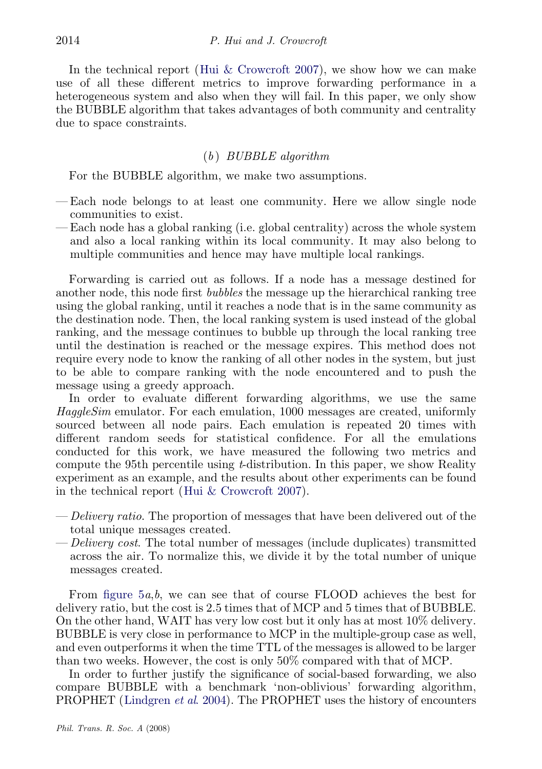In the technical report (Hui & Crowcroft 2007), we show how we can make use of all these different metrics to improve forwarding performance in a heterogeneous system and also when they will fail. In this paper, we only show the BUBBLE algorithm that takes advantages of both community and centrality due to space constraints.

### (b) BUBBLE algorithm

For the BUBBLE algorithm, we make two assumptions.

- Each node belongs to at least one community. Here we allow single node communities to exist.
- Each node has a global ranking (i.e. global centrality) across the whole system and also a local ranking within its local community. It may also belong to multiple communities and hence may have multiple local rankings.

Forwarding is carried out as follows. If a node has a message destined for another node, this node first *bubbles* the message up the hierarchical ranking tree using the global ranking, until it reaches a node that is in the same community as the destination node. Then, the local ranking system is used instead of the global ranking, and the message continues to bubble up through the local ranking tree until the destination is reached or the message expires. This method does not require every node to know the ranking of all other nodes in the system, but just to be able to compare ranking with the node encountered and to push the message using a greedy approach.

In order to evaluate different forwarding algorithms, we use the same *HaggleSim* emulator. For each emulation, 1000 messages are created, uniformly sourced between all node pairs. Each emulation is repeated 20 times with different random seeds for statistical confidence. For all the emulations conducted for this work, we have measured the following two metrics and compute the 95th percentile using $t$-distribution. In this paper, we show Reality experiment as an example, and the results about other experiments can be found in the technical report (Hui & Crowcroft 2007).

- *Delivery ratio*. The proportion of messages that have been delivered out of the total unique messages created.
- *Delivery cost*. The total number of messages (include duplicates) transmitted across the air. To normalize this, we divide it by the total number of unique messages created.

From figure 5*a*,*b*, we can see that of course FLOOD achieves the best for delivery ratio, but the cost is 2.5 times that of MCP and 5 times that of BUBBLE. On the other hand, WAIT has very low cost but it only has at most 10% delivery. BUBBLE is very close in performance to MCP in the multiple-group case as well, and even outperforms it when the time TTL of the messages is allowed to be larger than two weeks. However, the cost is only 50% compared with that of MCP.

In order to further justify the significance of social-based forwarding, we also compare BUBBLE with a benchmark 'non-oblivious' forwarding algorithm, PROPHET (Lindgren *et al.* 2004). The PROPHET uses the history of encounters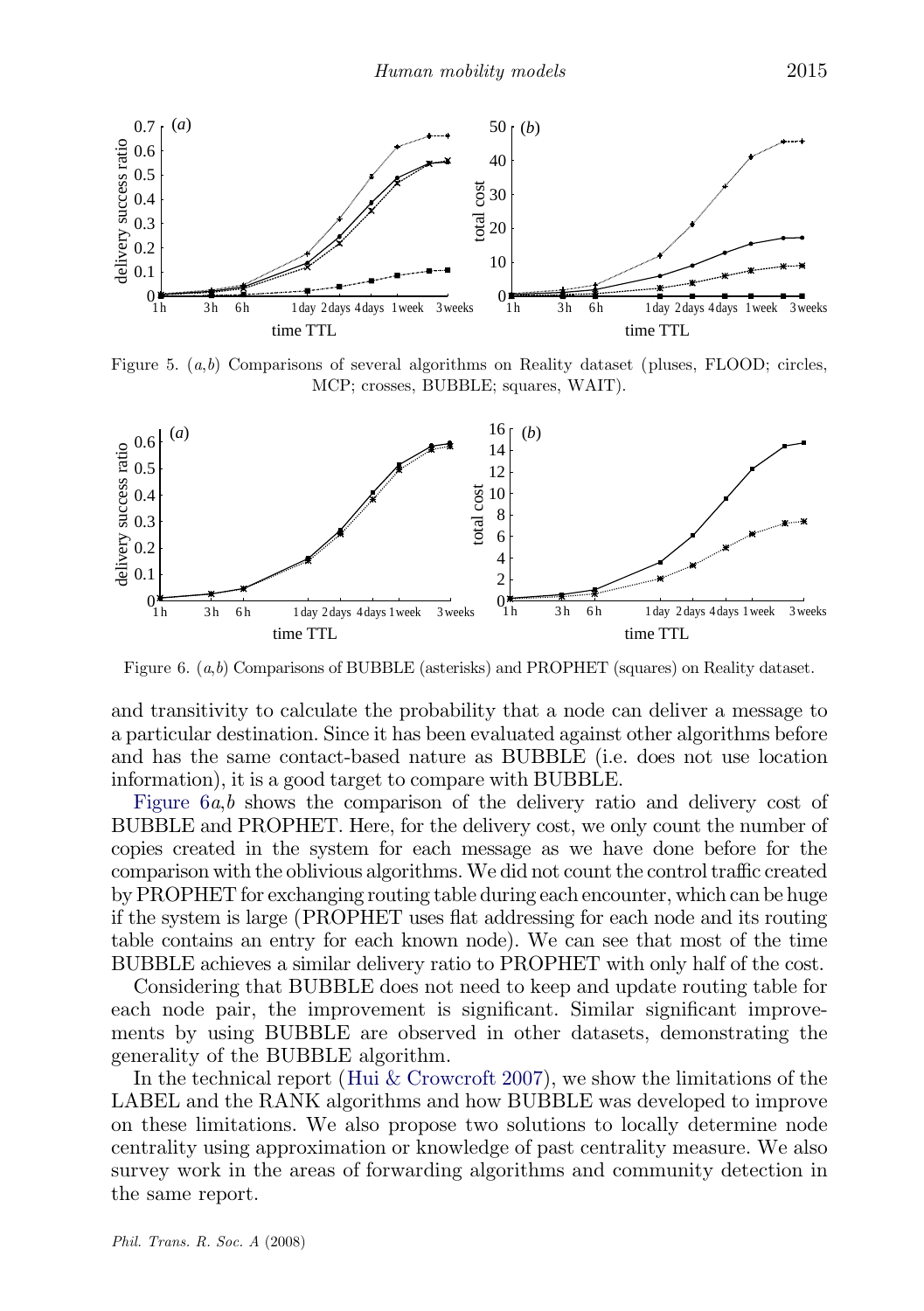Figure 5. (*a*,*b*) Comparisons of several algorithms on Reality dataset (pluses, FLOOD; circles, MCP; crosses, BUBBLE; squares, WAIT).

Figure 6. (*a*,*b*) Comparisons of BUBBLE (asterisks) and PROPHET (squares) on Reality dataset.

and transitivity to calculate the probability that a node can deliver a message to a particular destination. Since it has been evaluated against other algorithms before and has the same contact-based nature as BUBBLE (i.e. does not use location information), it is a good target to compare with BUBBLE.

Figure 6*a*,*b* shows the comparison of the delivery ratio and delivery cost of BUBBLE and PROPHET. Here, for the delivery cost, we only count the number of copies created in the system for each message as we have done before for the comparison with the oblivious algorithms. We did not count the control traffic created by PROPHET for exchanging routing table during each encounter, which can be huge if the system is large (PROPHET uses flat addressing for each node and its routing table contains an entry for each known node). We can see that most of the time BUBBLE achieves a similar delivery ratio to PROPHET with only half of the cost.

Considering that BUBBLE does not need to keep and update routing table for each node pair, the improvement is significant. Similar significant improvements by using BUBBLE are observed in other datasets, demonstrating the generality of the BUBBLE algorithm.

In the technical report (Hui & Crowcroft 2007), we show the limitations of the LABEL and the RANK algorithms and how BUBBLE was developed to improve on these limitations. We also propose two solutions to locally determine node centrality using approximation or knowledge of past centrality measure. We also survey work in the areas of forwarding algorithms and community detection in the same report.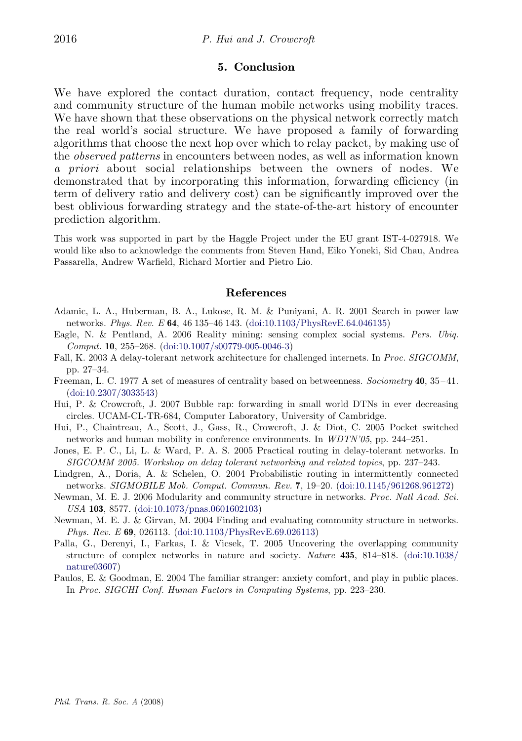## 5. Conclusion

We have explored the contact duration, contact frequency, node centrality and community structure of the human mobile networks using mobility traces. We have shown that these observations on the physical network correctly match the real world's social structure. We have proposed a family of forwarding algorithms that choose the next hop over which to relay packet, by making use of the *observed patterns* in encounters between nodes, as well as information known *a priori* about social relationships between the owners of nodes. We demonstrated that by incorporating this information, forwarding efficiency (in term of delivery ratio and delivery cost) can be significantly improved over the best oblivious forwarding strategy and the state-of-the-art history of encounter prediction algorithm.

This work was supported in part by the Haggle Project under the EU grant IST-4-027918. We would like also to acknowledge the comments from Steven Hand, Eiko Yoneki, Sid Chau, Andrea Passarella, Andrew Warfield, Richard Mortier and Pietro Lio.

## References

Adamic, L. A., Huberman, B. A., Lukose, R. M. & Puniyani, A. R. 2001 Search in power law networks. *Phys. Rev. E* **64**, 46 135–46 143. (doi:10.1103/PhysRevE.64.046135)

Eagle, N. & Pentland, A. 2006 Reality mining: sensing complex social systems. *Pers. Ubiq. Comput.* **10**, 255–268. (doi:10.1007/s00779-005-0046-3)

Fall, K. 2003 A delay-tolerant network architecture for challenged internets. In *Proc. SIGCOMM*, pp. 27–34.

Freeman, L. C. 1977 A set of measures of centrality based on betweenness. *Sociometry* **40**, 35–41. (doi:10.2307/3033543)

Hui, P. & Crowcroft, J. 2007 Bubble rap: forwarding in small world DTNs in ever decreasing circles. UCAM-CL-TR-684, Computer Laboratory, University of Cambridge.

Hui, P., Chaintreau, A., Scott, J., Gass, R., Crowcroft, J. & Diot, C. 2005 Pocket switched networks and human mobility in conference environments. In *WDTN'05*, pp. 244–251.

Jones, E. P. C., Li, L. & Ward, P. A. S. 2005 Practical routing in delay-tolerant networks. In *SIGCOMM 2005. Workshop on delay tolerant networking and related topics*, pp. 237–243.

Lindgren, A., Doria, A. & Schelen, O. 2004 Probabilistic routing in intermittently connected networks. *SIGMOBILE Mob. Comput. Commun. Rev.* **7**, 19–20. (doi:10.1145/961268.961272)

Newman, M. E. J. 2006 Modularity and community structure in networks. *Proc. Natl Acad. Sci. USA* **103**, 8577. (doi:10.1073/pnas.0601602103)

Newman, M. E. J. & Girvan, M. 2004 Finding and evaluating community structure in networks. *Phys. Rev. E* **69**, 026113. (doi:10.1103/PhysRevE.69.026113)

Palla, G., Derenyi, I., Farkas, I. & Vicsek, T. 2005 Uncovering the overlapping community structure of complex networks in nature and society. *Nature* **435**, 814–818. (doi:10.1038/nature03607)

Paulos, E. & Goodman, E. 2004 The familiar stranger: anxiety comfort, and play in public places. In *Proc. SIGCHI Conf. Human Factors in Computing Systems*, pp. 223–230.